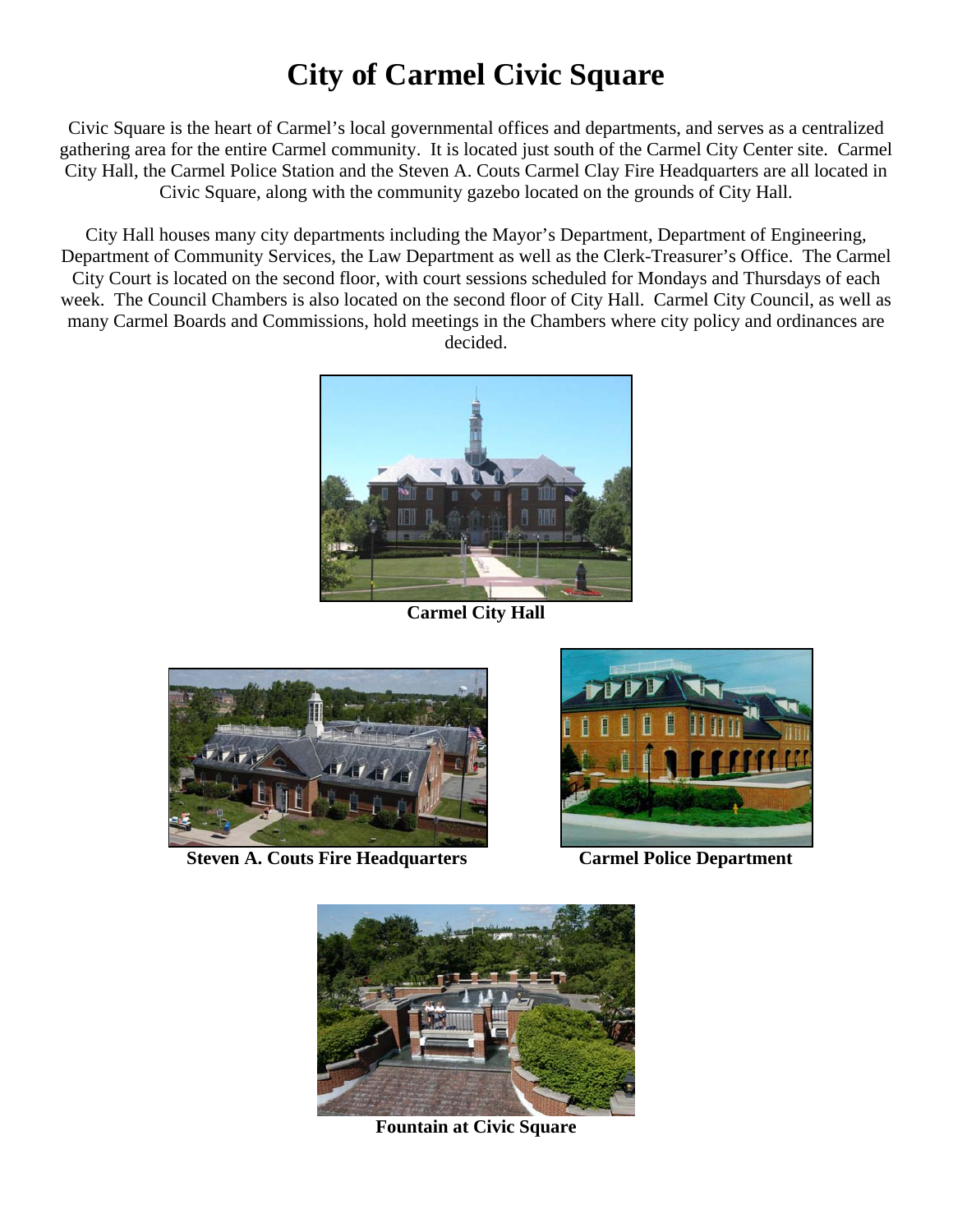# City of Carmel Civic Square

Civic Square is the heart of Carmel's local governmental offices and departments, and serves as a centralized gathering area for the entire Carmel community. It is located just south of the Carmel City Center site. Carmel City Hall, the Carmel Police Station and the Steven A. Couts Carmel Clay Fire Headquarters are all located in Civic Square, along with the community gazebo located on the grounds of City Hall.

City Hall houses many city departments including the Mayor's Department, Department of Engineering, Department of Community Services, the Law Department as well as the Clerk-Treasurer's Office. The Carmel City Court is located on the second floor, with court sessions scheduled for Mondays and Thursdays of each week. The Council Chambers is also located on the second floor of City Hall. Carmel City Council, as well as many Carmel Boards and Commissions, hold meetings in the Chambers where city policy and ordinances are decided.

**Carmel City Hall**

**Steven A. Couts Fire Headquarters**

**Carmel Police Department**

**Fountain at Civic Square**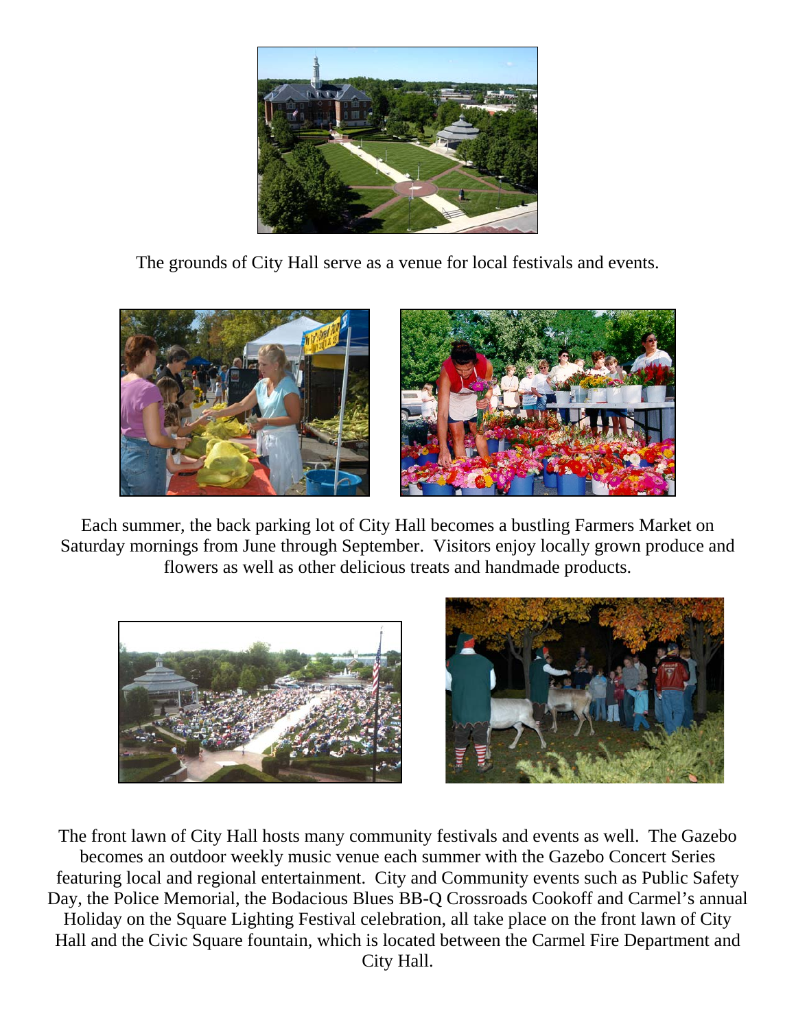The grounds of City Hall serve as a venue for local festivals and events.

Each summer, the back parking lot of City Hall becomes a bustling Farmers Market on Saturday mornings from June through September. Visitors enjoy locally grown produce and flowers as well as other delicious treats and handmade products.

The front lawn of City Hall hosts many community festivals and events as well. The Gazebo becomes an outdoor weekly music venue each summer with the Gazebo Concert Series featuring local and regional entertainment. City and Community events such as Public Safety Day, the Police Memorial, the Bodacious Blues BB-Q Crossroads Cookoff and Carmel's annual Holiday on the Square Lighting Festival celebration, all take place on the front lawn of City Hall and the Civic Square fountain, which is located between the Carmel Fire Department and City Hall.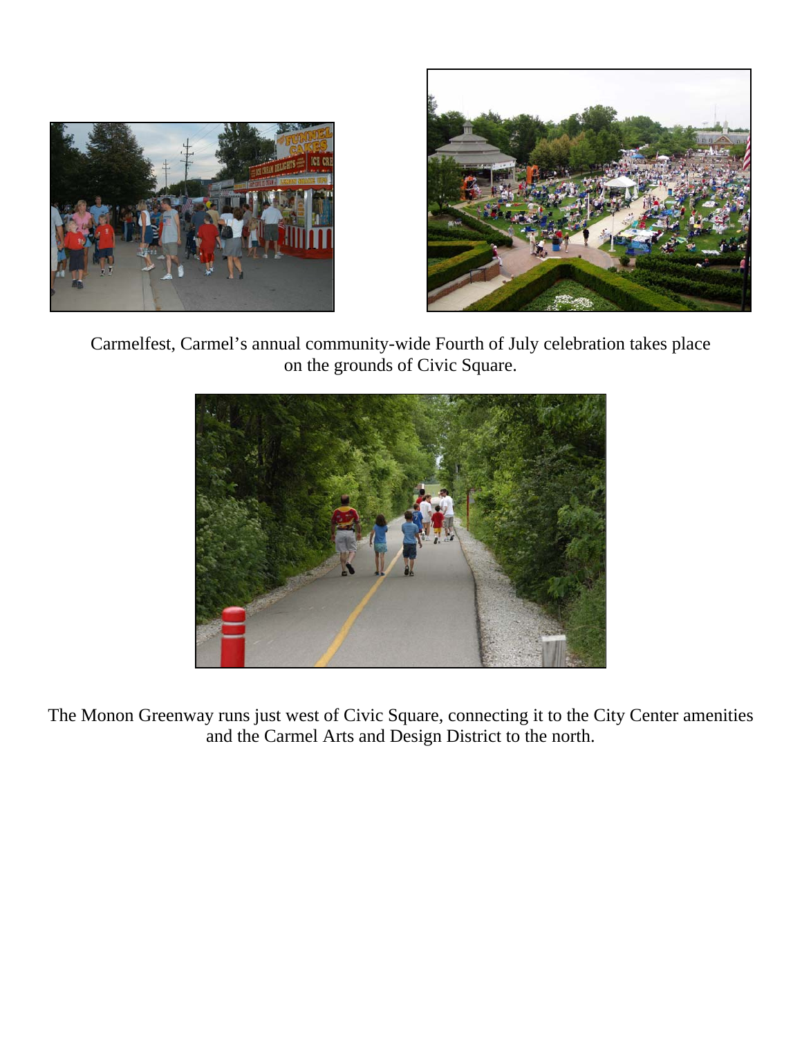Carmelfest, Carmel's annual community-wide Fourth of July celebration takes place on the grounds of Civic Square.

The Monon Greenway runs just west of Civic Square, connecting it to the City Center amenities and the Carmel Arts and Design District to the north.